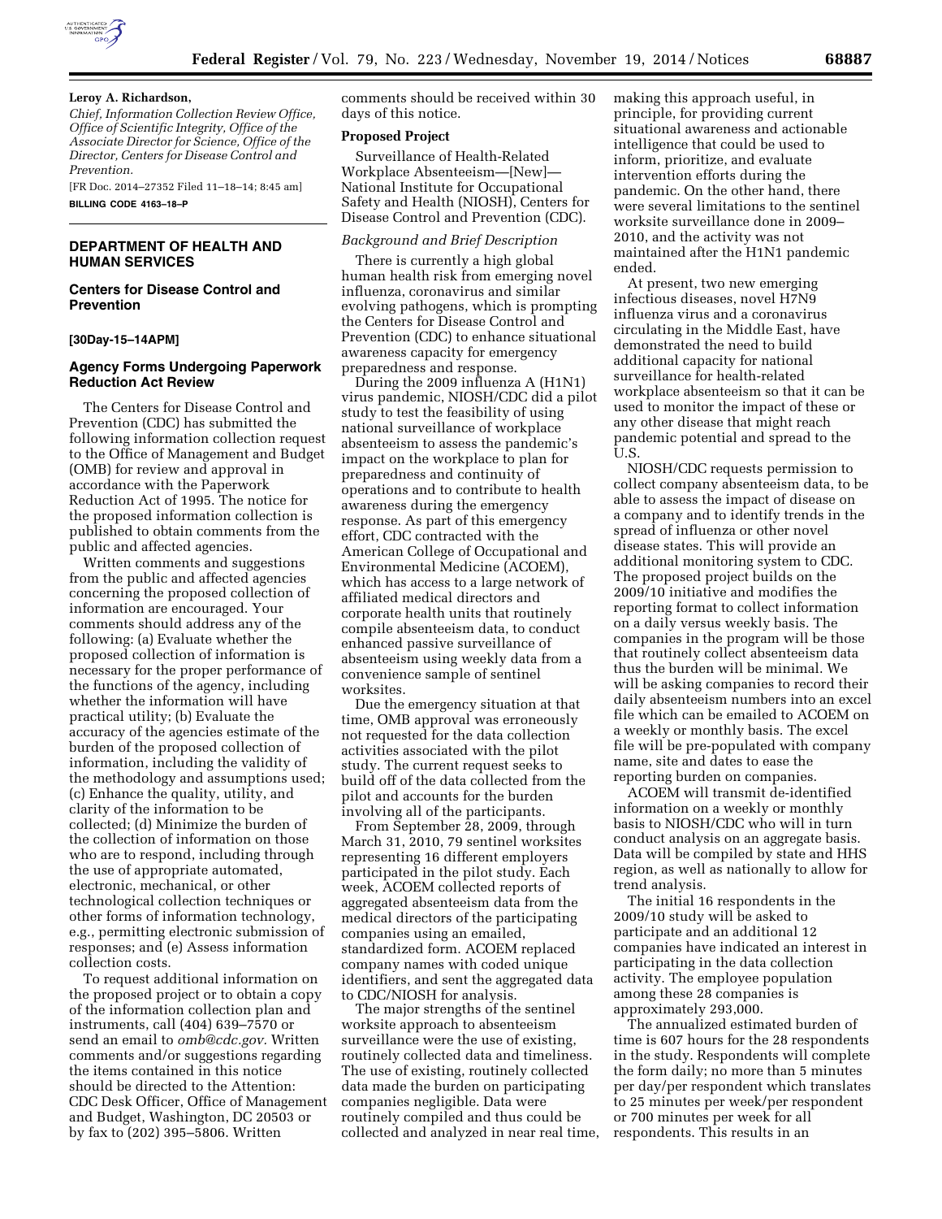**Leroy A. Richardson,**

*Chief, Information Collection Review Office, Office of Scientific Integrity, Office of the Associate Director for Science, Office of the Director, Centers for Disease Control and Prevention.*

[FR Doc. 2014–27352 Filed 11–18–14; 8:45 am]

**BILLING CODE 4163–18–P**

## DEPARTMENT OF HEALTH AND HUMAN SERVICES

### Centers for Disease Control and Prevention

**[30Day-15–14APM]**

### Agency Forms Undergoing Paperwork Reduction Act Review

The Centers for Disease Control and Prevention (CDC) has submitted the following information collection request to the Office of Management and Budget (OMB) for review and approval in accordance with the Paperwork Reduction Act of 1995. The notice for the proposed information collection is published to obtain comments from the public and affected agencies.

Written comments and suggestions from the public and affected agencies concerning the proposed collection of information are encouraged. Your comments should address any of the following: (a) Evaluate whether the proposed collection of information is necessary for the proper performance of the functions of the agency, including whether the information will have practical utility; (b) Evaluate the accuracy of the agencies estimate of the burden of the proposed collection of information, including the validity of the methodology and assumptions used; (c) Enhance the quality, utility, and clarity of the information to be collected; (d) Minimize the burden of the collection of information on those who are to respond, including through the use of appropriate automated, electronic, mechanical, or other technological collection techniques or other forms of information technology, e.g., permitting electronic submission of responses; and (e) Assess information collection costs.

To request additional information on the proposed project or to obtain a copy of the information collection plan and instruments, call (404) 639–7570 or send an email to *omb@cdc.gov.* Written comments and/or suggestions regarding the items contained in this notice should be directed to the Attention: CDC Desk Officer, Office of Management and Budget, Washington, DC 20503 or by fax to (202) 395–5806. Written comments should be received within 30 days of this notice.

**Proposed Project**

Surveillance of Health-Related Workplace Absenteeism—[New]—National Institute for Occupational Safety and Health (NIOSH), Centers for Disease Control and Prevention (CDC).

*Background and Brief Description*

There is currently a high global human health risk from emerging novel influenza, coronavirus and similar evolving pathogens, which is prompting the Centers for Disease Control and Prevention (CDC) to enhance situational awareness capacity for emergency preparedness and response.

During the 2009 influenza A (H1N1) virus pandemic, NIOSH/CDC did a pilot study to test the feasibility of using national surveillance of workplace absenteeism to assess the pandemic's impact on the workplace to plan for preparedness and continuity of operations and to contribute to health awareness during the emergency response. As part of this emergency effort, CDC contracted with the American College of Occupational and Environmental Medicine (ACOEM), which has access to a large network of affiliated medical directors and corporate health units that routinely compile absenteeism data, to conduct enhanced passive surveillance of absenteeism using weekly data from a convenience sample of sentinel worksites.

Due the emergency situation at that time, OMB approval was erroneously not requested for the data collection activities associated with the pilot study. The current request seeks to build off of the data collected from the pilot and accounts for the burden involving all of the participants.

From September 28, 2009, through March 31, 2010, 79 sentinel worksites representing 16 different employers participated in the pilot study. Each week, ACOEM collected reports of aggregated absenteeism data from the medical directors of the participating companies using an emailed, standardized form. ACOEM replaced company names with coded unique identifiers, and sent the aggregated data to CDC/NIOSH for analysis.

The major strengths of the sentinel worksite approach to absenteeism surveillance were the use of existing, routinely collected data and timeliness. The use of existing, routinely collected data made the burden on participating companies negligible. Data were routinely compiled and thus could be collected and analyzed in near real time, making this approach useful, in principle, for providing current situational awareness and actionable intelligence that could be used to inform, prioritize, and evaluate intervention efforts during the pandemic. On the other hand, there were several limitations to the sentinel worksite surveillance done in 2009–2010, and the activity was not maintained after the H1N1 pandemic ended.

At present, two new emerging infectious diseases, novel H7N9 influenza virus and a coronavirus circulating in the Middle East, have demonstrated the need to build additional capacity for national surveillance for health-related workplace absenteeism so that it can be used to monitor the impact of these or any other disease that might reach pandemic potential and spread to the U.S.

NIOSH/CDC requests permission to collect company absenteeism data, to be able to assess the impact of disease on a company and to identify trends in the spread of influenza or other novel disease states. This will provide an additional monitoring system to CDC. The proposed project builds on the 2009/10 initiative and modifies the reporting format to collect information on a daily versus weekly basis. The companies in the program will be those that routinely collect absenteeism data thus the burden will be minimal. We will be asking companies to record their daily absenteeism numbers into an excel file which can be emailed to ACOEM on a weekly or monthly basis. The excel file will be pre-populated with company name, site and dates to ease the reporting burden on companies.

ACOEM will transmit de-identified information on a weekly or monthly basis to NIOSH/CDC who will in turn conduct analysis on an aggregate basis. Data will be compiled by state and HHS region, as well as nationally to allow for trend analysis.

The initial 16 respondents in the 2009/10 study will be asked to participate and an additional 12 companies have indicated an interest in participating in the data collection activity. The employee population among these 28 companies is approximately 293,000.

The annualized estimated burden of time is 607 hours for the 28 respondents in the study. Respondents will complete the form daily; no more than 5 minutes per day/per respondent which translates to 25 minutes per week/per respondent or 700 minutes per week for all respondents. This results in an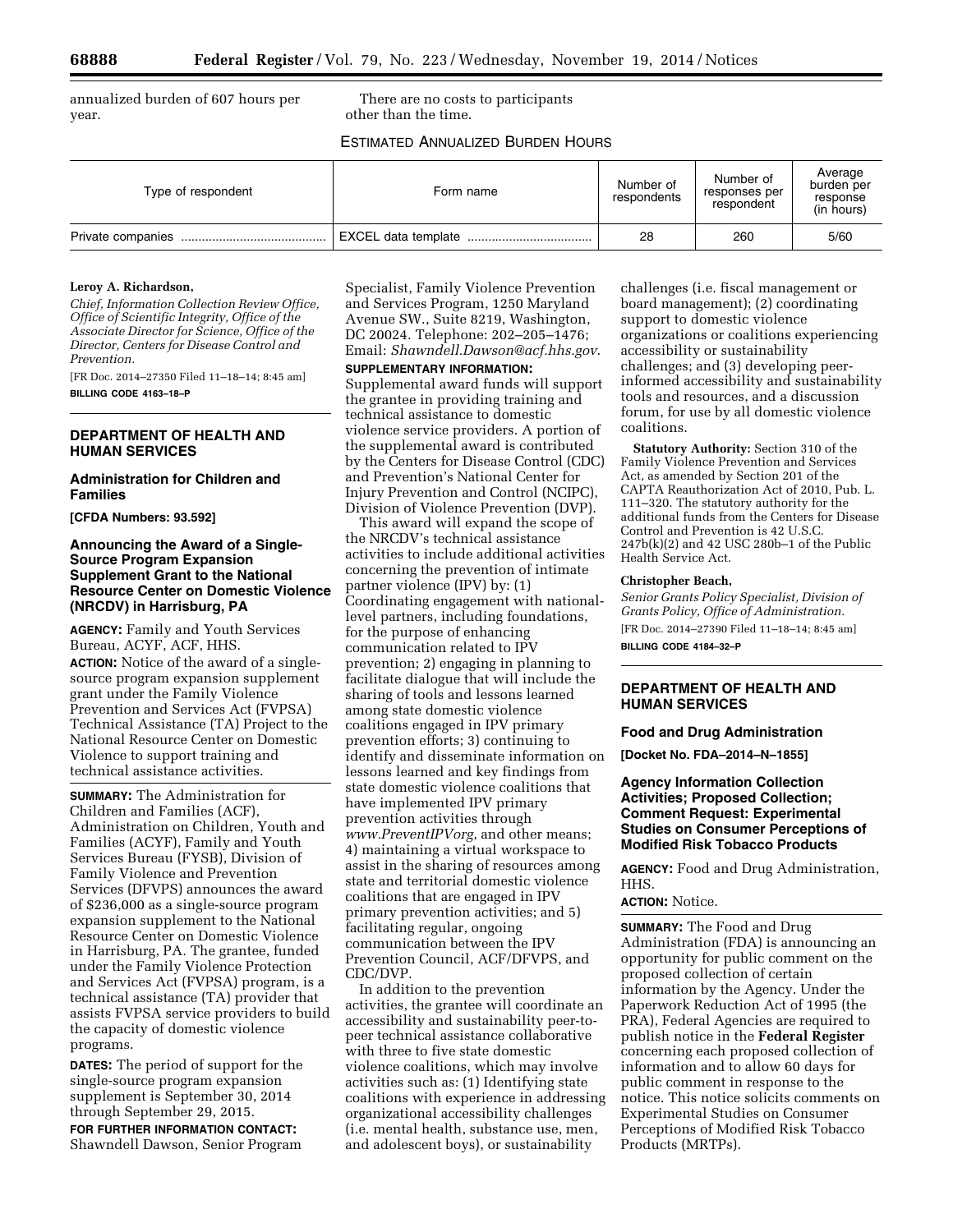annualized burden of 607 hours per year.

There are no costs to participants other than the time.

ESTIMATED ANNUALIZED BURDEN HOURS

| Type of respondent | Form name | Number of respondents | Number of responses per respondent | Average burden per response (in hours) |
|---|---|---|---|---|
| Private companies | EXCEL data template | 28 | 260 | 5/60 |

**Leroy A. Richardson,**

*Chief, Information Collection Review Office, Office of Scientific Integrity, Office of the Associate Director for Science, Office of the Director, Centers for Disease Control and Prevention.*

[FR Doc. 2014–27350 Filed 11–18–14; 8:45 am]

**BILLING CODE 4163–18–P**

## DEPARTMENT OF HEALTH AND HUMAN SERVICES

### Administration for Children and Families

**[CFDA Numbers: 93.592]**

### Announcing the Award of a Single-Source Program Expansion Supplement Grant to the National Resource Center on Domestic Violence (NRCDV) in Harrisburg, PA

**AGENCY:** Family and Youth Services Bureau, ACYF, ACF, HHS.

**ACTION:** Notice of the award of a single-source program expansion supplement grant under the Family Violence Prevention and Services Act (FVPSA) Technical Assistance (TA) Project to the National Resource Center on Domestic Violence to support training and technical assistance activities.

**SUMMARY:** The Administration for Children and Families (ACF), Administration on Children, Youth and Families (ACYF), Family and Youth Services Bureau (FYSB), Division of Family Violence and Prevention Services (DFVPS) announces the award of $236,000 as a single-source program expansion supplement to the National Resource Center on Domestic Violence in Harrisburg, PA. The grantee, funded under the Family Violence Protection and Services Act (FVPSA) program, is a technical assistance (TA) provider that assists FVPSA service providers to build the capacity of domestic violence programs.

**DATES:** The period of support for the single-source program expansion supplement is September 30, 2014 through September 29, 2015.

**FOR FURTHER INFORMATION CONTACT:** Shawndell Dawson, Senior Program Specialist, Family Violence Prevention and Services Program, 1250 Maryland Avenue SW., Suite 8219, Washington, DC 20024. Telephone: 202–205–1476; Email: *Shawndell.Dawson@acf.hhs.gov*.

**SUPPLEMENTARY INFORMATION:** Supplemental award funds will support the grantee in providing training and technical assistance to domestic violence service providers. A portion of the supplemental award is contributed by the Centers for Disease Control (CDC) and Prevention's National Center for Injury Prevention and Control (NCIPC), Division of Violence Prevention (DVP).

This award will expand the scope of the NRCDV's technical assistance activities to include additional activities concerning the prevention of intimate partner violence (IPV) by: (1) Coordinating engagement with national-level partners, including foundations, for the purpose of enhancing communication related to IPV prevention; 2) engaging in planning to facilitate dialogue that will include the sharing of tools and lessons learned among state domestic violence coalitions engaged in IPV primary prevention efforts; 3) continuing to identify and disseminate information on lessons learned and key findings from state domestic violence coalitions that have implemented IPV primary prevention activities through *www.PreventIPVorg*, and other means; 4) maintaining a virtual workspace to assist in the sharing of resources among state and territorial domestic violence coalitions that are engaged in IPV primary prevention activities; and 5) facilitating regular, ongoing communication between the IPV Prevention Council, ACF/DFVPS, and CDC/DVP.

In addition to the prevention activities, the grantee will coordinate an accessibility and sustainability peer-to-peer technical assistance collaborative with three to five state domestic violence coalitions, which may involve activities such as: (1) Identifying state coalitions with experience in addressing organizational accessibility challenges (i.e. mental health, substance use, men, and adolescent boys), or sustainability challenges (i.e. fiscal management or board management); (2) coordinating support to domestic violence organizations or coalitions experiencing accessibility or sustainability challenges; and (3) developing peer-informed accessibility and sustainability tools and resources, and a discussion forum, for use by all domestic violence coalitions.

**Statutory Authority:** Section 310 of the Family Violence Prevention and Services Act, as amended by Section 201 of the CAPTA Reauthorization Act of 2010, Pub. L. 111–320. The statutory authority for the additional funds from the Centers for Disease Control and Prevention is 42 U.S.C. 247b(k)(2) and 42 USC 280b–1 of the Public Health Service Act.

**Christopher Beach,**

*Senior Grants Policy Specialist, Division of Grants Policy, Office of Administration.*

[FR Doc. 2014–27390 Filed 11–18–14; 8:45 am]

**BILLING CODE 4184–32–P**

## DEPARTMENT OF HEALTH AND HUMAN SERVICES

### Food and Drug Administration

**[Docket No. FDA–2014–N–1855]**

### Agency Information Collection Activities; Proposed Collection; Comment Request: Experimental Studies on Consumer Perceptions of Modified Risk Tobacco Products

**AGENCY:** Food and Drug Administration, HHS.

**ACTION:** Notice.

**SUMMARY:** The Food and Drug Administration (FDA) is announcing an opportunity for public comment on the proposed collection of certain information by the Agency. Under the Paperwork Reduction Act of 1995 (the PRA), Federal Agencies are required to publish notice in the **Federal Register** concerning each proposed collection of information and to allow 60 days for public comment in response to the notice. This notice solicits comments on Experimental Studies on Consumer Perceptions of Modified Risk Tobacco Products (MRTPs).